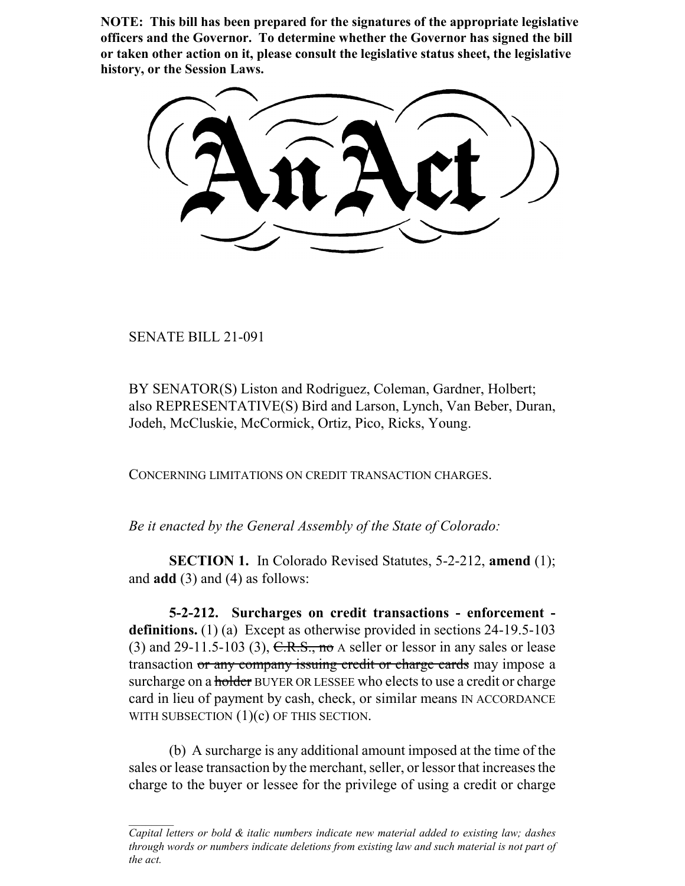**NOTE: This bill has been prepared for the signatures of the appropriate legislative officers and the Governor. To determine whether the Governor has signed the bill or taken other action on it, please consult the legislative status sheet, the legislative history, or the Session Laws.**

# An Act

SENATE BILL 21-091

BY SENATOR(S) Liston and Rodriguez, Coleman, Gardner, Holbert; also REPRESENTATIVE(S) Bird and Larson, Lynch, Van Beber, Duran, Jodeh, McCluskie, McCormick, Ortiz, Pico, Ricks, Young.

CONCERNING LIMITATIONS ON CREDIT TRANSACTION CHARGES.

*Be it enacted by the General Assembly of the State of Colorado:*

**SECTION 1.** In Colorado Revised Statutes, 5-2-212, **amend** (1); and **add** (3) and (4) as follows:

**5-2-212. Surcharges on credit transactions - enforcement - definitions.** (1) (a) Except as otherwise provided in sections 24-19.5-103 (3) and 29-11.5-103 (3), ~~C.R.S., no~~ A seller or lessor in any sales or lease transaction ~~or any company issuing credit or charge cards~~ may impose a surcharge on a ~~holder~~ BUYER OR LESSEE who elects to use a credit or charge card in lieu of payment by cash, check, or similar means IN ACCORDANCE WITH SUBSECTION (1)(c) OF THIS SECTION.

(b) A surcharge is any additional amount imposed at the time of the sales or lease transaction by the merchant, seller, or lessor that increases the charge to the buyer or lessee for the privilege of using a credit or charge

*Capital letters or bold & italic numbers indicate new material added to existing law; dashes through words or numbers indicate deletions from existing law and such material is not part of the act.*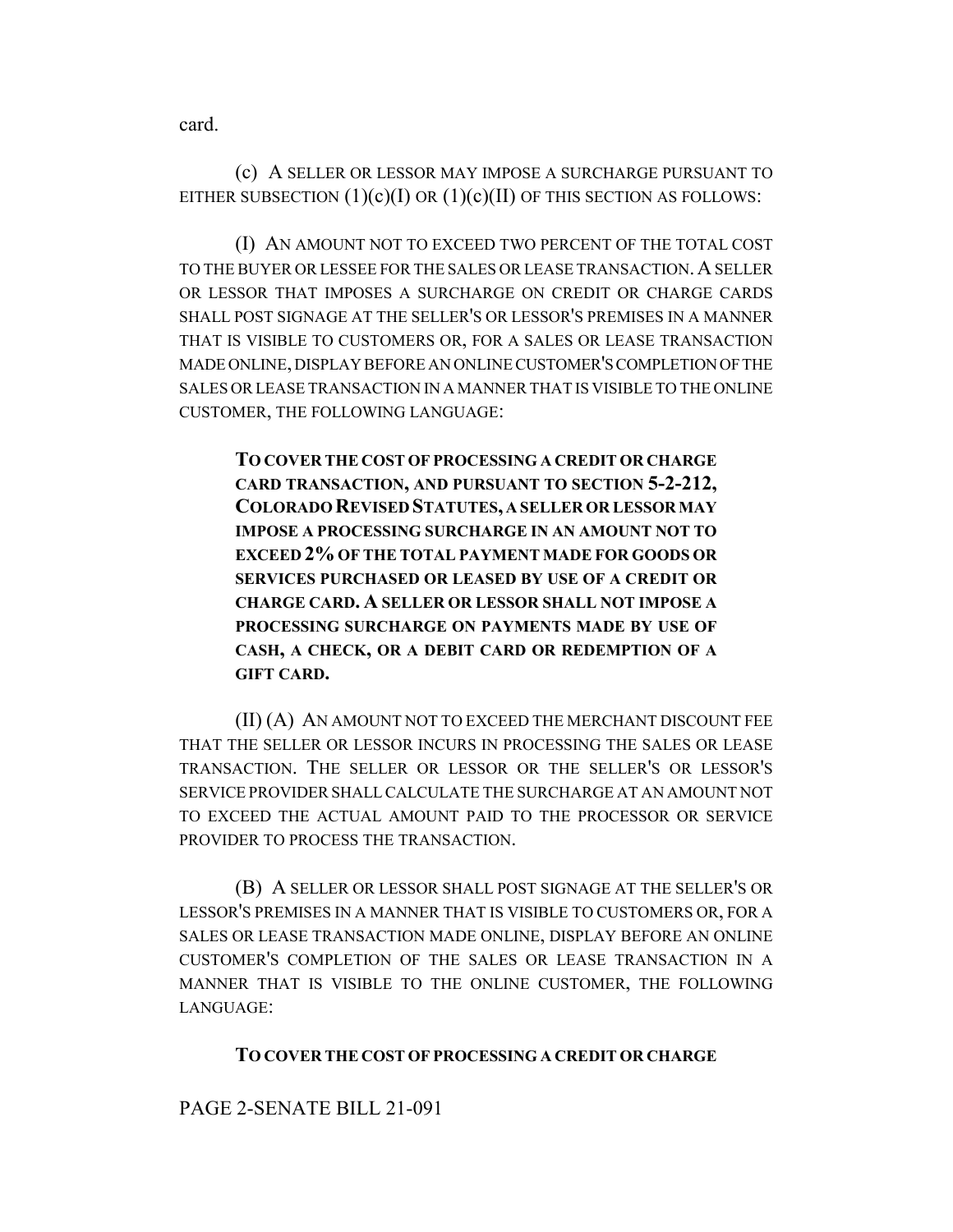card.

(c) A SELLER OR LESSOR MAY IMPOSE A SURCHARGE PURSUANT TO EITHER SUBSECTION (1)(c)(I) OR (1)(c)(II) OF THIS SECTION AS FOLLOWS:

(I) AN AMOUNT NOT TO EXCEED TWO PERCENT OF THE TOTAL COST TO THE BUYER OR LESSEE FOR THE SALES OR LEASE TRANSACTION. A SELLER OR LESSOR THAT IMPOSES A SURCHARGE ON CREDIT OR CHARGE CARDS SHALL POST SIGNAGE AT THE SELLER'S OR LESSOR'S PREMISES IN A MANNER THAT IS VISIBLE TO CUSTOMERS OR, FOR A SALES OR LEASE TRANSACTION MADE ONLINE, DISPLAY BEFORE AN ONLINE CUSTOMER'S COMPLETION OF THE SALES OR LEASE TRANSACTION IN A MANNER THAT IS VISIBLE TO THE ONLINE CUSTOMER, THE FOLLOWING LANGUAGE:

> **TO COVER THE COST OF PROCESSING A CREDIT OR CHARGE CARD TRANSACTION, AND PURSUANT TO SECTION 5-2-212, COLORADO REVISED STATUTES, A SELLER OR LESSOR MAY IMPOSE A PROCESSING SURCHARGE IN AN AMOUNT NOT TO EXCEED 2% OF THE TOTAL PAYMENT MADE FOR GOODS OR SERVICES PURCHASED OR LEASED BY USE OF A CREDIT OR CHARGE CARD. A SELLER OR LESSOR SHALL NOT IMPOSE A PROCESSING SURCHARGE ON PAYMENTS MADE BY USE OF CASH, A CHECK, OR A DEBIT CARD OR REDEMPTION OF A GIFT CARD.**

(II) (A) AN AMOUNT NOT TO EXCEED THE MERCHANT DISCOUNT FEE THAT THE SELLER OR LESSOR INCURS IN PROCESSING THE SALES OR LEASE TRANSACTION. THE SELLER OR LESSOR OR THE SELLER'S OR LESSOR'S SERVICE PROVIDER SHALL CALCULATE THE SURCHARGE AT AN AMOUNT NOT TO EXCEED THE ACTUAL AMOUNT PAID TO THE PROCESSOR OR SERVICE PROVIDER TO PROCESS THE TRANSACTION.

(B) A SELLER OR LESSOR SHALL POST SIGNAGE AT THE SELLER'S OR LESSOR'S PREMISES IN A MANNER THAT IS VISIBLE TO CUSTOMERS OR, FOR A SALES OR LEASE TRANSACTION MADE ONLINE, DISPLAY BEFORE AN ONLINE CUSTOMER'S COMPLETION OF THE SALES OR LEASE TRANSACTION IN A MANNER THAT IS VISIBLE TO THE ONLINE CUSTOMER, THE FOLLOWING LANGUAGE:

> **TO COVER THE COST OF PROCESSING A CREDIT OR CHARGE**

PAGE 2-SENATE BILL 21-091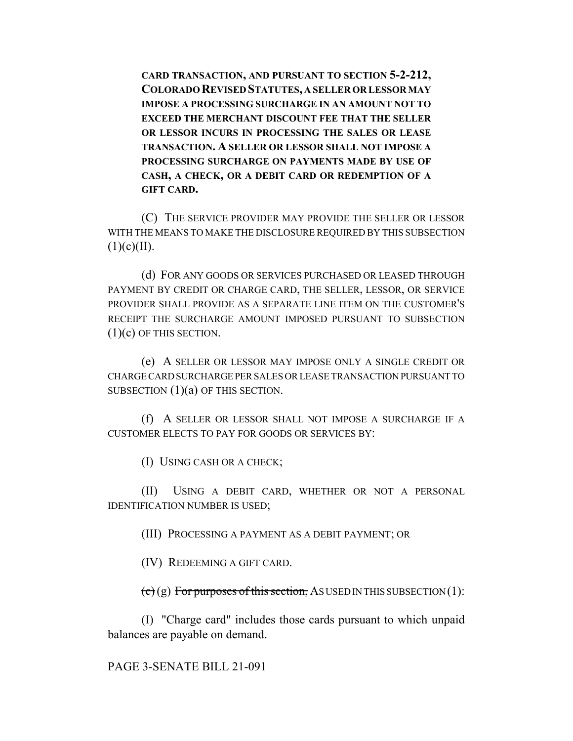**CARD TRANSACTION, AND PURSUANT TO SECTION 5-2-212, COLORADO REVISED STATUTES, A SELLER OR LESSOR MAY IMPOSE A PROCESSING SURCHARGE IN AN AMOUNT NOT TO EXCEED THE MERCHANT DISCOUNT FEE THAT THE SELLER OR LESSOR INCURS IN PROCESSING THE SALES OR LEASE TRANSACTION. A SELLER OR LESSOR SHALL NOT IMPOSE A PROCESSING SURCHARGE ON PAYMENTS MADE BY USE OF CASH, A CHECK, OR A DEBIT CARD OR REDEMPTION OF A GIFT CARD.**

(C) THE SERVICE PROVIDER MAY PROVIDE THE SELLER OR LESSOR WITH THE MEANS TO MAKE THE DISCLOSURE REQUIRED BY THIS SUBSECTION (1)(c)(II).

(d) FOR ANY GOODS OR SERVICES PURCHASED OR LEASED THROUGH PAYMENT BY CREDIT OR CHARGE CARD, THE SELLER, LESSOR, OR SERVICE PROVIDER SHALL PROVIDE AS A SEPARATE LINE ITEM ON THE CUSTOMER'S RECEIPT THE SURCHARGE AMOUNT IMPOSED PURSUANT TO SUBSECTION (1)(c) OF THIS SECTION.

(e) A SELLER OR LESSOR MAY IMPOSE ONLY A SINGLE CREDIT OR CHARGE CARD SURCHARGE PER SALES OR LEASE TRANSACTION PURSUANT TO SUBSECTION (1)(a) OF THIS SECTION.

(f) A SELLER OR LESSOR SHALL NOT IMPOSE A SURCHARGE IF A CUSTOMER ELECTS TO PAY FOR GOODS OR SERVICES BY:

(I) USING CASH OR A CHECK;

(II) USING A DEBIT CARD, WHETHER OR NOT A PERSONAL IDENTIFICATION NUMBER IS USED;

(III) PROCESSING A PAYMENT AS A DEBIT PAYMENT; OR

(IV) REDEEMING A GIFT CARD.

~~(c)~~ (g) ~~For purposes of this section,~~ AS USED IN THIS SUBSECTION (1):

(I) "Charge card" includes those cards pursuant to which unpaid balances are payable on demand.

PAGE 3-SENATE BILL 21-091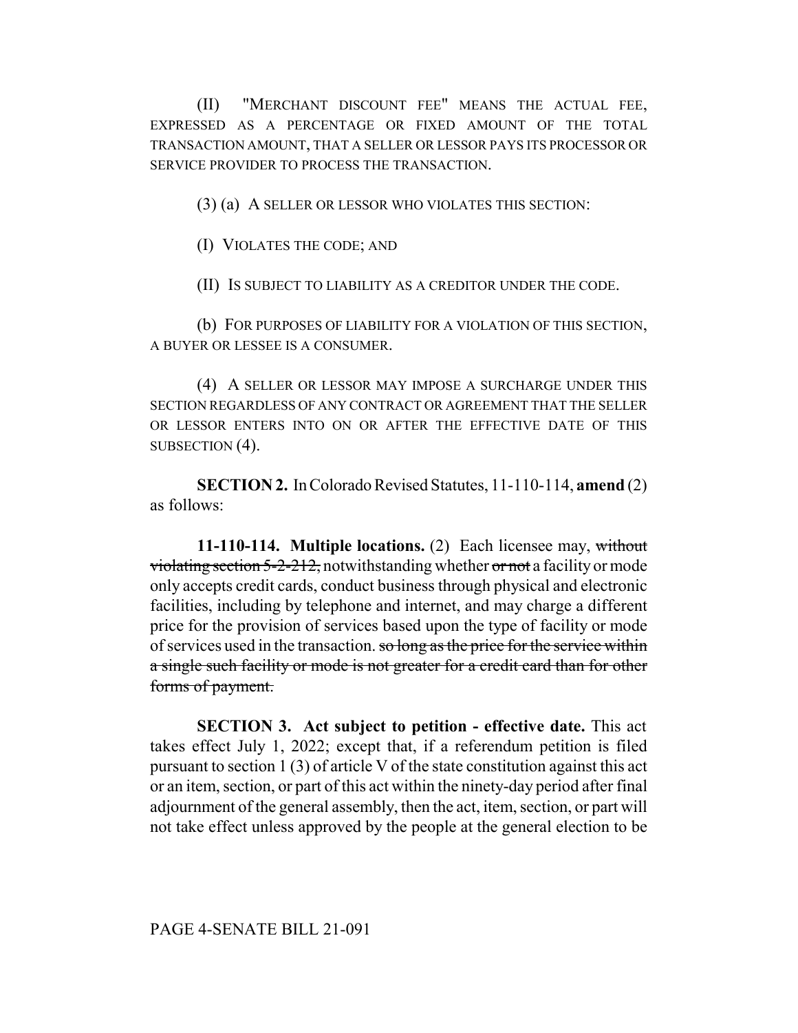(II) "MERCHANT DISCOUNT FEE" MEANS THE ACTUAL FEE, EXPRESSED AS A PERCENTAGE OR FIXED AMOUNT OF THE TOTAL TRANSACTION AMOUNT, THAT A SELLER OR LESSOR PAYS ITS PROCESSOR OR SERVICE PROVIDER TO PROCESS THE TRANSACTION.

(3) (a) A SELLER OR LESSOR WHO VIOLATES THIS SECTION:

(I) VIOLATES THE CODE; AND

(II) IS SUBJECT TO LIABILITY AS A CREDITOR UNDER THE CODE.

(b) FOR PURPOSES OF LIABILITY FOR A VIOLATION OF THIS SECTION, A BUYER OR LESSEE IS A CONSUMER.

(4) A SELLER OR LESSOR MAY IMPOSE A SURCHARGE UNDER THIS SECTION REGARDLESS OF ANY CONTRACT OR AGREEMENT THAT THE SELLER OR LESSOR ENTERS INTO ON OR AFTER THE EFFECTIVE DATE OF THIS SUBSECTION (4).

**SECTION 2.** In Colorado Revised Statutes, 11-110-114, **amend** (2) as follows:

**11-110-114. Multiple locations.** (2) Each licensee may, ~~without violating section 5-2-212,~~ notwithstanding whether ~~or not~~ a facility or mode only accepts credit cards, conduct business through physical and electronic facilities, including by telephone and internet, and may charge a different price for the provision of services based upon the type of facility or mode of services used in the transaction. ~~so long as the price for the service within a single such facility or mode is not greater for a credit card than for other forms of payment.~~

**SECTION 3. Act subject to petition - effective date.** This act takes effect July 1, 2022; except that, if a referendum petition is filed pursuant to section 1 (3) of article V of the state constitution against this act or an item, section, or part of this act within the ninety-day period after final adjournment of the general assembly, then the act, item, section, or part will not take effect unless approved by the people at the general election to be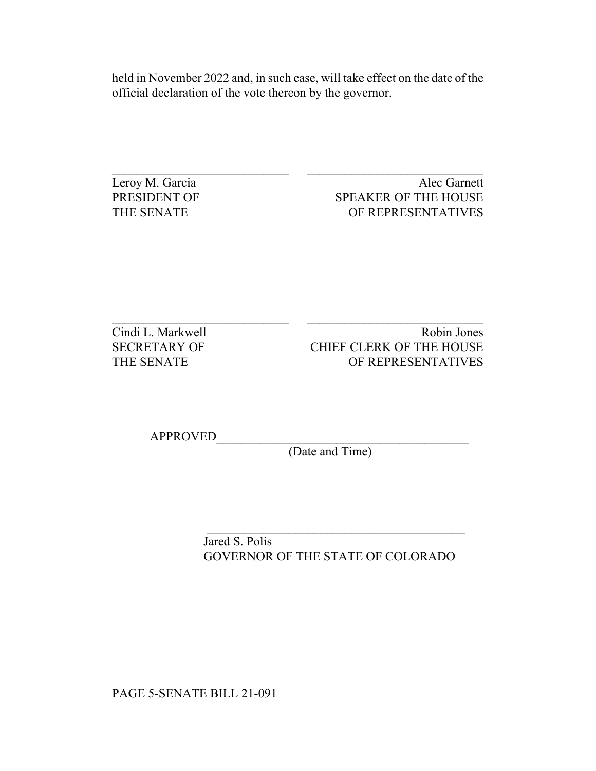held in November 2022 and, in such case, will take effect on the date of the official declaration of the vote thereon by the governor.

____________________________ ____________________________

Leroy M. Garcia
PRESIDENT OF
THE SENATE

Alec Garnett
SPEAKER OF THE HOUSE
OF REPRESENTATIVES

____________________________ ____________________________

Cindi L. Markwell
SECRETARY OF
THE SENATE

Robin Jones
CHIEF CLERK OF THE HOUSE
OF REPRESENTATIVES

APPROVED________________________________________
(Date and Time)

_________________________________________

Jared S. Polis
GOVERNOR OF THE STATE OF COLORADO